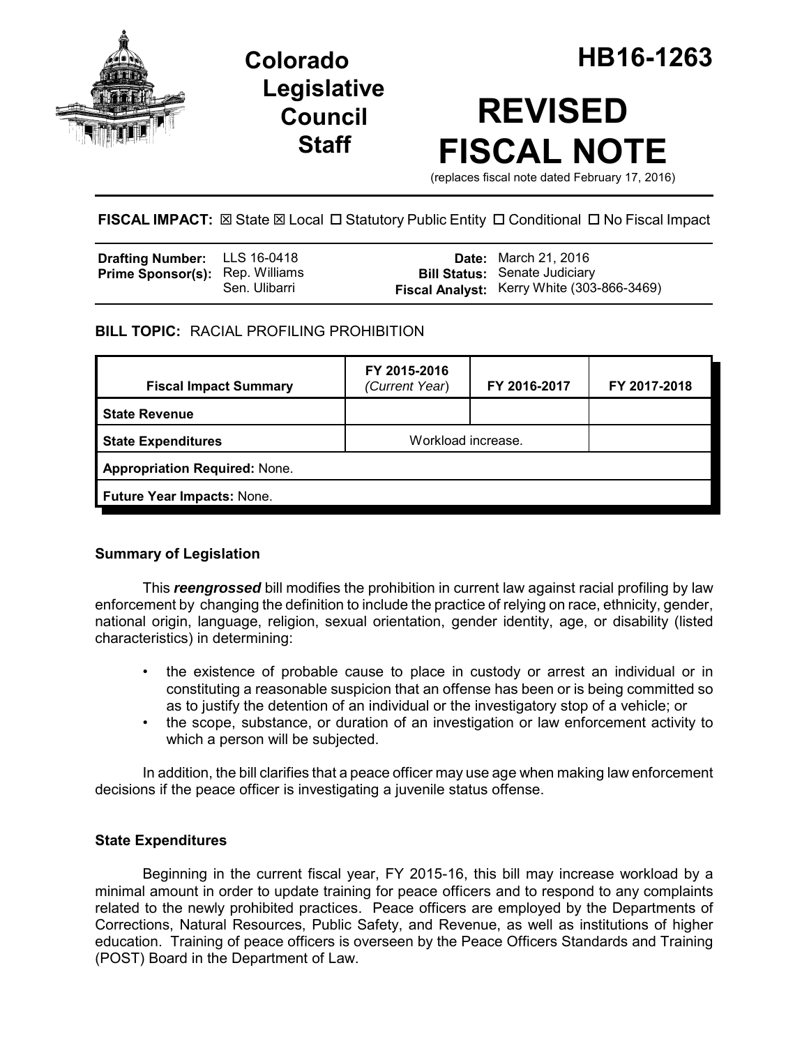# Colorado Legislative Council Staff

# HB16-1263

# REVISED FISCAL NOTE

(replaces fiscal note dated February 17, 2016)

**FISCAL IMPACT:** ☒ State ☒ Local ☐ Statutory Public Entity ☐ Conditional ☐ No Fiscal Impact

| | | | |
|---|---|---|---|
| **Drafting Number:** | LLS 16-0418 | **Date:** | March 21, 2016 |
| **Prime Sponsor(s):** | Rep. Williams<br>Sen. Ulibarri | **Bill Status:** | Senate Judiciary |
| | | **Fiscal Analyst:** | Kerry White (303-866-3469) |

**BILL TOPIC:** RACIAL PROFILING PROHIBITION

| Fiscal Impact Summary | FY 2015-2016 *(Current Year)* | FY 2016-2017 | FY 2017-2018 |
|---|---|---|---|
| **State Revenue** | | | |
| **State Expenditures** | Workload increase. | | |
| **Appropriation Required:** None. | | | |
| **Future Year Impacts:** None. | | | |

### Summary of Legislation

This ***reengrossed*** bill modifies the prohibition in current law against racial profiling by law enforcement by changing the definition to include the practice of relying on race, ethnicity, gender, national origin, language, religion, sexual orientation, gender identity, age, or disability (listed characteristics) in determining:

- the existence of probable cause to place in custody or arrest an individual or in constituting a reasonable suspicion that an offense has been or is being committed so as to justify the detention of an individual or the investigatory stop of a vehicle; or
- the scope, substance, or duration of an investigation or law enforcement activity to which a person will be subjected.

In addition, the bill clarifies that a peace officer may use age when making law enforcement decisions if the peace officer is investigating a juvenile status offense.

### State Expenditures

Beginning in the current fiscal year, FY 2015-16, this bill may increase workload by a minimal amount in order to update training for peace officers and to respond to any complaints related to the newly prohibited practices. Peace officers are employed by the Departments of Corrections, Natural Resources, Public Safety, and Revenue, as well as institutions of higher education. Training of peace officers is overseen by the Peace Officers Standards and Training (POST) Board in the Department of Law.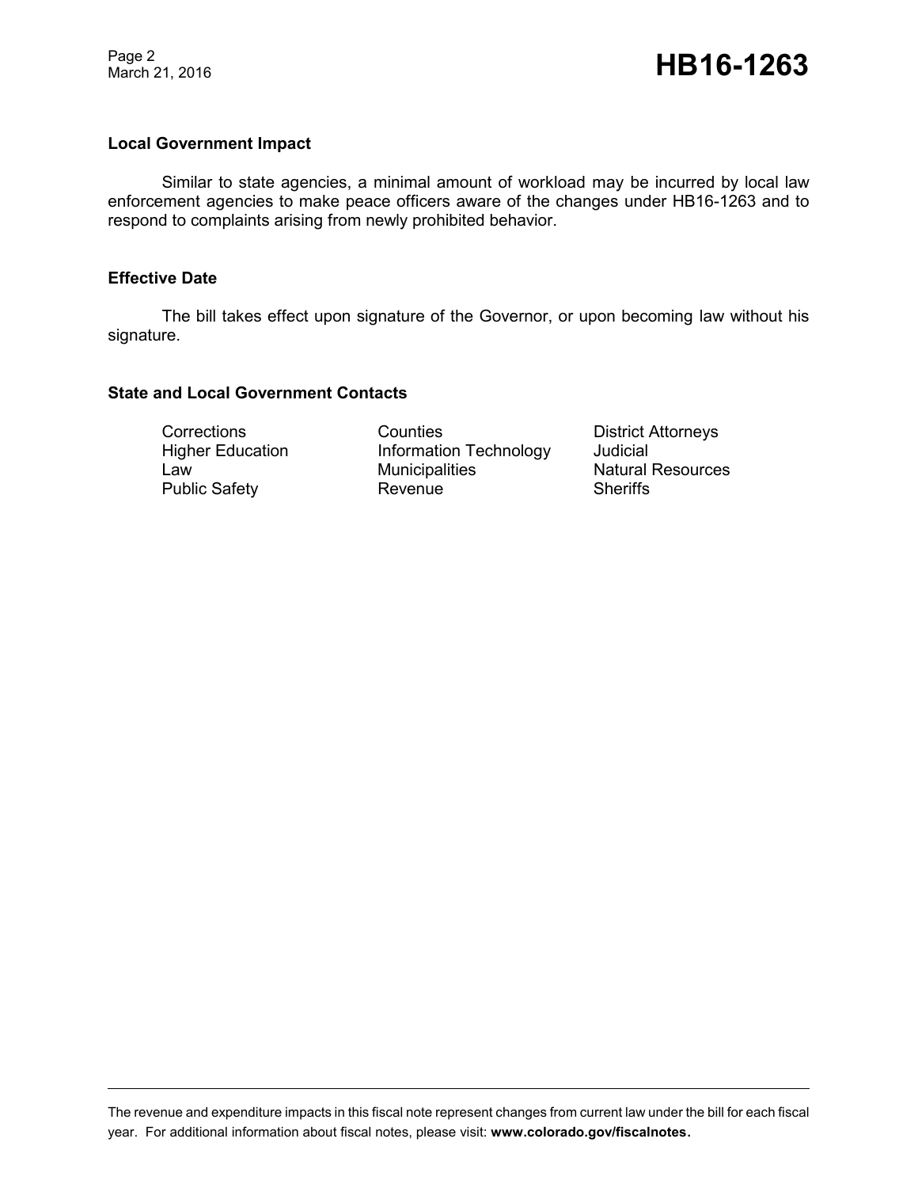**Local Government Impact**

Similar to state agencies, a minimal amount of workload may be incurred by local law enforcement agencies to make peace officers aware of the changes under HB16-1263 and to respond to complaints arising from newly prohibited behavior.

**Effective Date**

The bill takes effect upon signature of the Governor, or upon becoming law without his signature.

**State and Local Government Contacts**

| | | |
|---|---|---|
| Corrections | Counties | District Attorneys |
| Higher Education | Information Technology | Judicial |
| Law | Municipalities | Natural Resources |
| Public Safety | Revenue | Sheriffs |

The revenue and expenditure impacts in this fiscal note represent changes from current law under the bill for each fiscal year. For additional information about fiscal notes, please visit: **www.colorado.gov/fiscalnotes.**